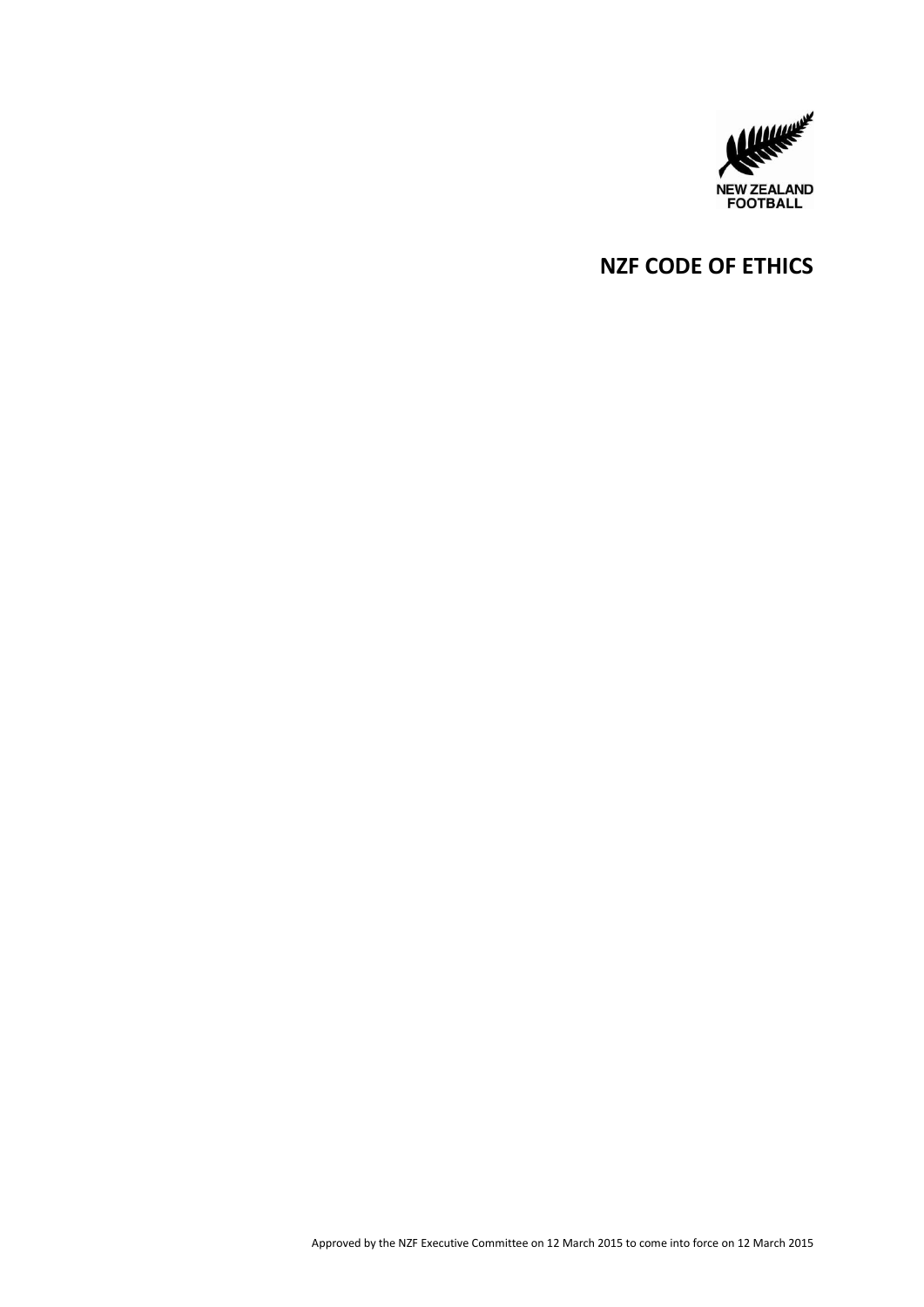NEW ZEALAND FOOTBALL

# NZF CODE OF ETHICS

Approved by the NZF Executive Committee on 12 March 2015 to come into force on 12 March 2015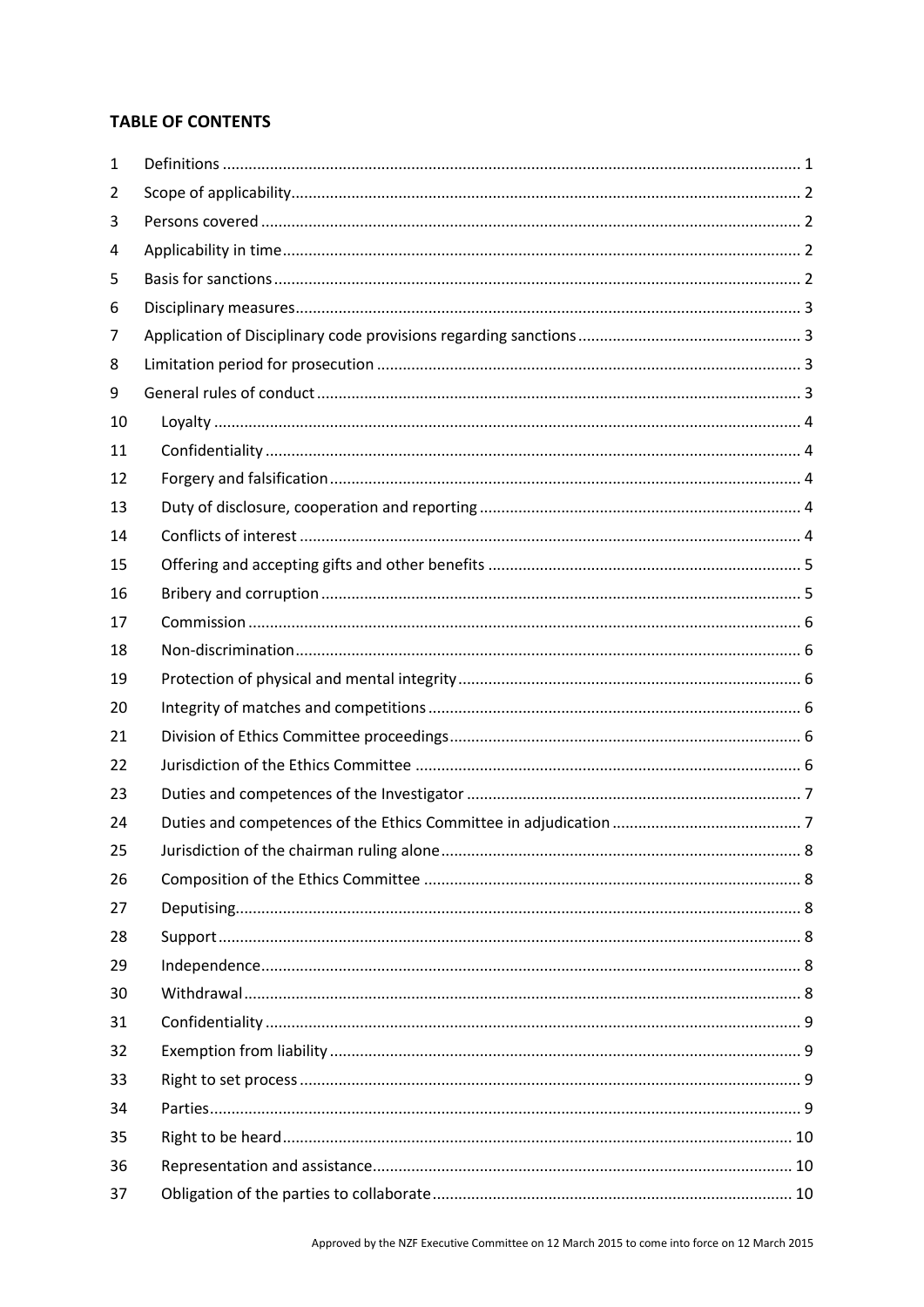**TABLE OF CONTENTS**

| | | |
|---|---|---|
| 1 | Definitions | 1 |
| 2 | Scope of applicability | 2 |
| 3 | Persons covered | 2 |
| 4 | Applicability in time | 2 |
| 5 | Basis for sanctions | 2 |
| 6 | Disciplinary measures | 3 |
| 7 | Application of Disciplinary code provisions regarding sanctions | 3 |
| 8 | Limitation period for prosecution | 3 |
| 9 | General rules of conduct | 3 |
| 10 | Loyalty | 4 |
| 11 | Confidentiality | 4 |
| 12 | Forgery and falsification | 4 |
| 13 | Duty of disclosure, cooperation and reporting | 4 |
| 14 | Conflicts of interest | 4 |
| 15 | Offering and accepting gifts and other benefits | 5 |
| 16 | Bribery and corruption | 5 |
| 17 | Commission | 6 |
| 18 | Non-discrimination | 6 |
| 19 | Protection of physical and mental integrity | 6 |
| 20 | Integrity of matches and competitions | 6 |
| 21 | Division of Ethics Committee proceedings | 6 |
| 22 | Jurisdiction of the Ethics Committee | 6 |
| 23 | Duties and competences of the Investigator | 7 |
| 24 | Duties and competences of the Ethics Committee in adjudication | 7 |
| 25 | Jurisdiction of the chairman ruling alone | 8 |
| 26 | Composition of the Ethics Committee | 8 |
| 27 | Deputising | 8 |
| 28 | Support | 8 |
| 29 | Independence | 8 |
| 30 | Withdrawal | 8 |
| 31 | Confidentiality | 9 |
| 32 | Exemption from liability | 9 |
| 33 | Right to set process | 9 |
| 34 | Parties | 9 |
| 35 | Right to be heard | 10 |
| 36 | Representation and assistance | 10 |
| 37 | Obligation of the parties to collaborate | 10 |

Approved by the NZF Executive Committee on 12 March 2015 to come into force on 12 March 2015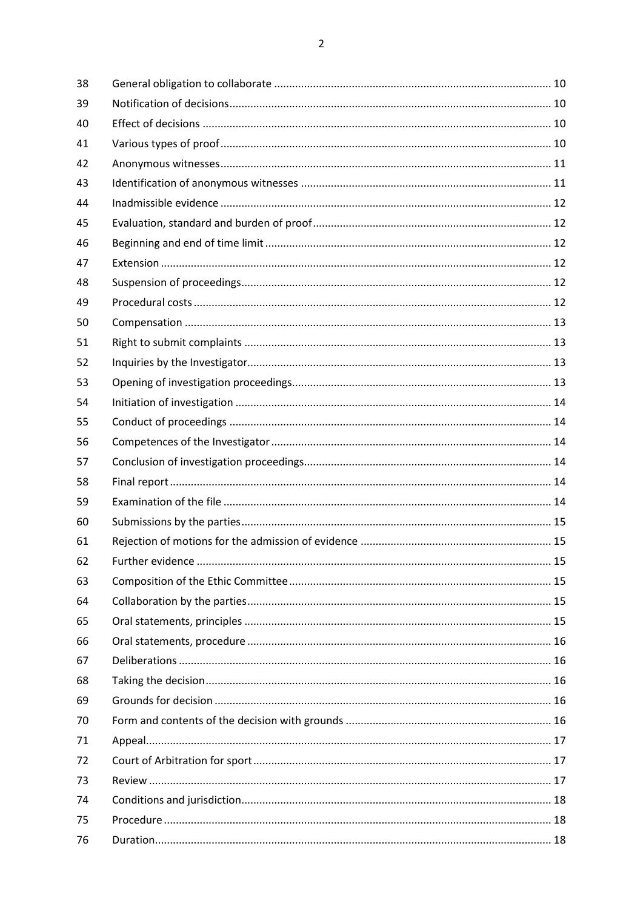| | | |
|---|---|---|
| 38 | General obligation to collaborate | 10 |
| 39 | Notification of decisions | 10 |
| 40 | Effect of decisions | 10 |
| 41 | Various types of proof | 10 |
| 42 | Anonymous witnesses | 11 |
| 43 | Identification of anonymous witnesses | 11 |
| 44 | Inadmissible evidence | 12 |
| 45 | Evaluation, standard and burden of proof | 12 |
| 46 | Beginning and end of time limit | 12 |
| 47 | Extension | 12 |
| 48 | Suspension of proceedings | 12 |
| 49 | Procedural costs | 12 |
| 50 | Compensation | 13 |
| 51 | Right to submit complaints | 13 |
| 52 | Inquiries by the Investigator | 13 |
| 53 | Opening of investigation proceedings | 13 |
| 54 | Initiation of investigation | 14 |
| 55 | Conduct of proceedings | 14 |
| 56 | Competences of the Investigator | 14 |
| 57 | Conclusion of investigation proceedings | 14 |
| 58 | Final report | 14 |
| 59 | Examination of the file | 14 |
| 60 | Submissions by the parties | 15 |
| 61 | Rejection of motions for the admission of evidence | 15 |
| 62 | Further evidence | 15 |
| 63 | Composition of the Ethic Committee | 15 |
| 64 | Collaboration by the parties | 15 |
| 65 | Oral statements, principles | 15 |
| 66 | Oral statements, procedure | 16 |
| 67 | Deliberations | 16 |
| 68 | Taking the decision | 16 |
| 69 | Grounds for decision | 16 |
| 70 | Form and contents of the decision with grounds | 16 |
| 71 | Appeal | 17 |
| 72 | Court of Arbitration for sport | 17 |
| 73 | Review | 17 |
| 74 | Conditions and jurisdiction | 18 |
| 75 | Procedure | 18 |
| 76 | Duration | 18 |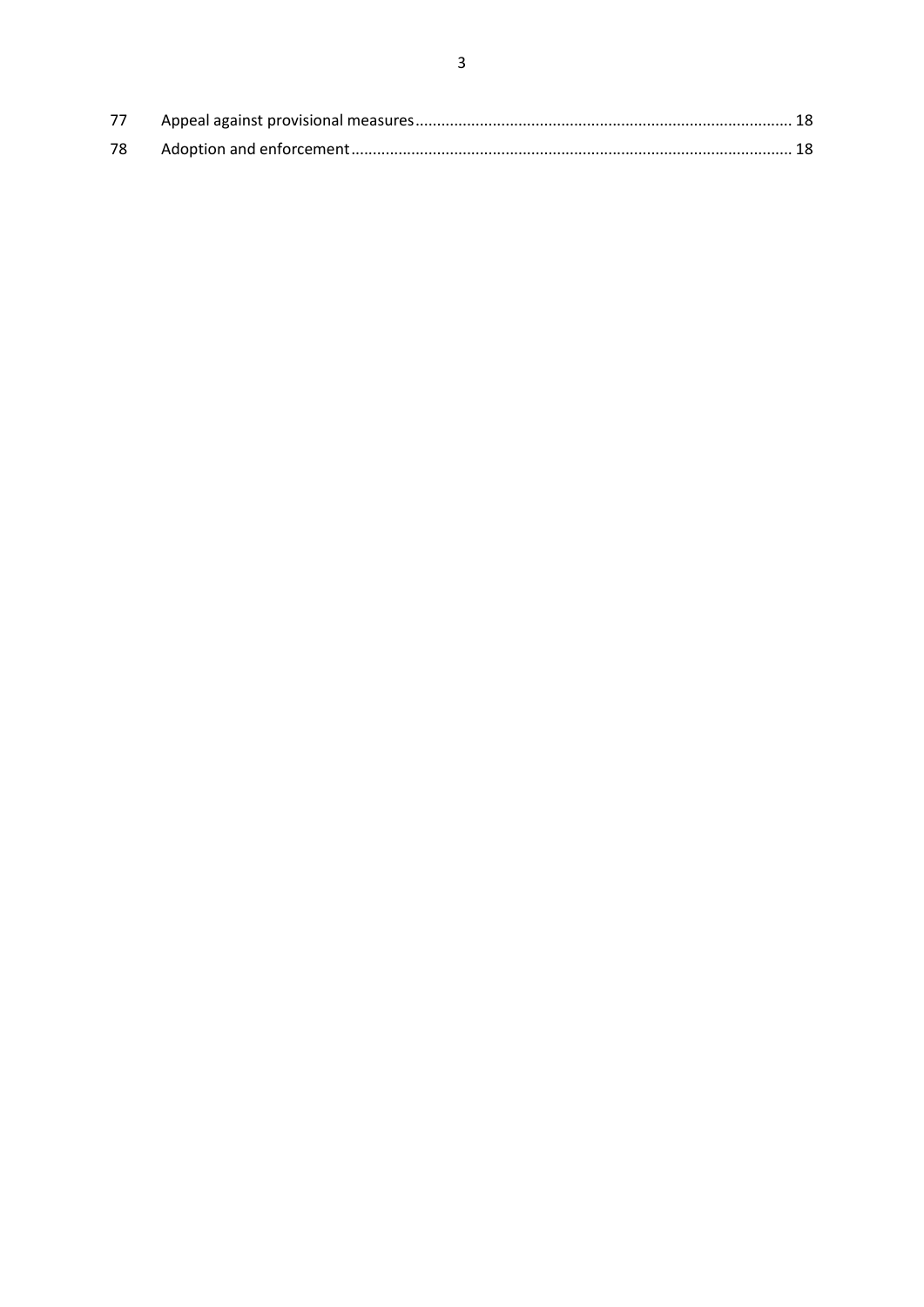| | | |
|---|---|---|
| 77 | Appeal against provisional measures | 18 |
| 78 | Adoption and enforcement | 18 |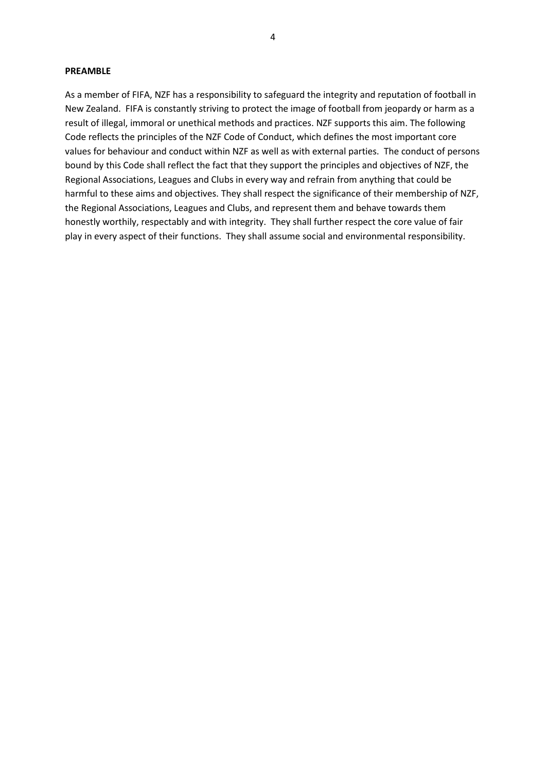**PREAMBLE**

As a member of FIFA, NZF has a responsibility to safeguard the integrity and reputation of football in New Zealand. FIFA is constantly striving to protect the image of football from jeopardy or harm as a result of illegal, immoral or unethical methods and practices. NZF supports this aim. The following Code reflects the principles of the NZF Code of Conduct, which defines the most important core values for behaviour and conduct within NZF as well as with external parties. The conduct of persons bound by this Code shall reflect the fact that they support the principles and objectives of NZF, the Regional Associations, Leagues and Clubs in every way and refrain from anything that could be harmful to these aims and objectives. They shall respect the significance of their membership of NZF, the Regional Associations, Leagues and Clubs, and represent them and behave towards them honestly worthily, respectably and with integrity. They shall further respect the core value of fair play in every aspect of their functions. They shall assume social and environmental responsibility.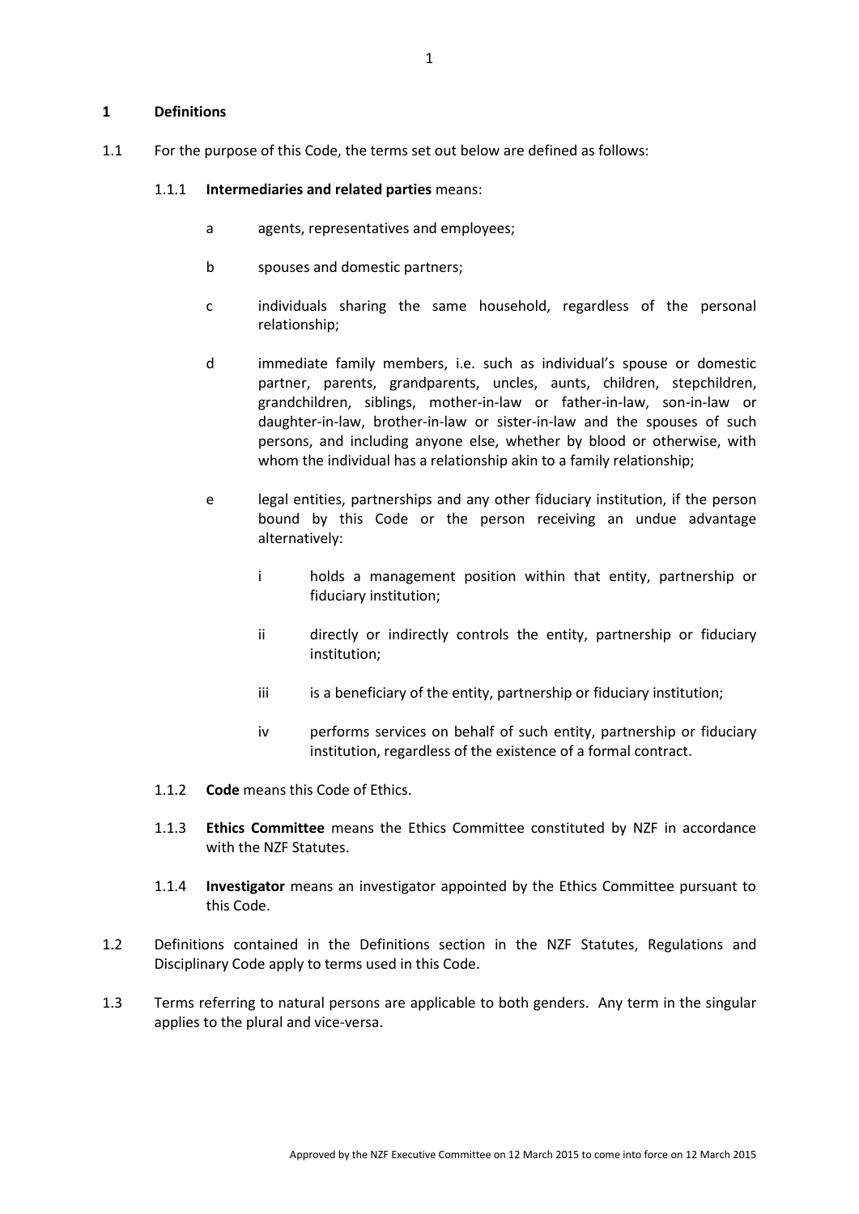# 1 Definitions

1.1 For the purpose of this Code, the terms set out below are defined as follows:

1.1.1 **Intermediaries and related parties** means:

a agents, representatives and employees;

b spouses and domestic partners;

c individuals sharing the same household, regardless of the personal relationship;

d immediate family members, i.e. such as individual's spouse or domestic partner, parents, grandparents, uncles, aunts, children, stepchildren, grandchildren, siblings, mother-in-law or father-in-law, son-in-law or daughter-in-law, brother-in-law or sister-in-law and the spouses of such persons, and including anyone else, whether by blood or otherwise, with whom the individual has a relationship akin to a family relationship;

e legal entities, partnerships and any other fiduciary institution, if the person bound by this Code or the person receiving an undue advantage alternatively:

i holds a management position within that entity, partnership or fiduciary institution;

ii directly or indirectly controls the entity, partnership or fiduciary institution;

iii is a beneficiary of the entity, partnership or fiduciary institution;

iv performs services on behalf of such entity, partnership or fiduciary institution, regardless of the existence of a formal contract.

1.1.2 **Code** means this Code of Ethics.

1.1.3 **Ethics Committee** means the Ethics Committee constituted by NZF in accordance with the NZF Statutes.

1.1.4 **Investigator** means an investigator appointed by the Ethics Committee pursuant to this Code.

1.2 Definitions contained in the Definitions section in the NZF Statutes, Regulations and Disciplinary Code apply to terms used in this Code.

1.3 Terms referring to natural persons are applicable to both genders. Any term in the singular applies to the plural and vice-versa.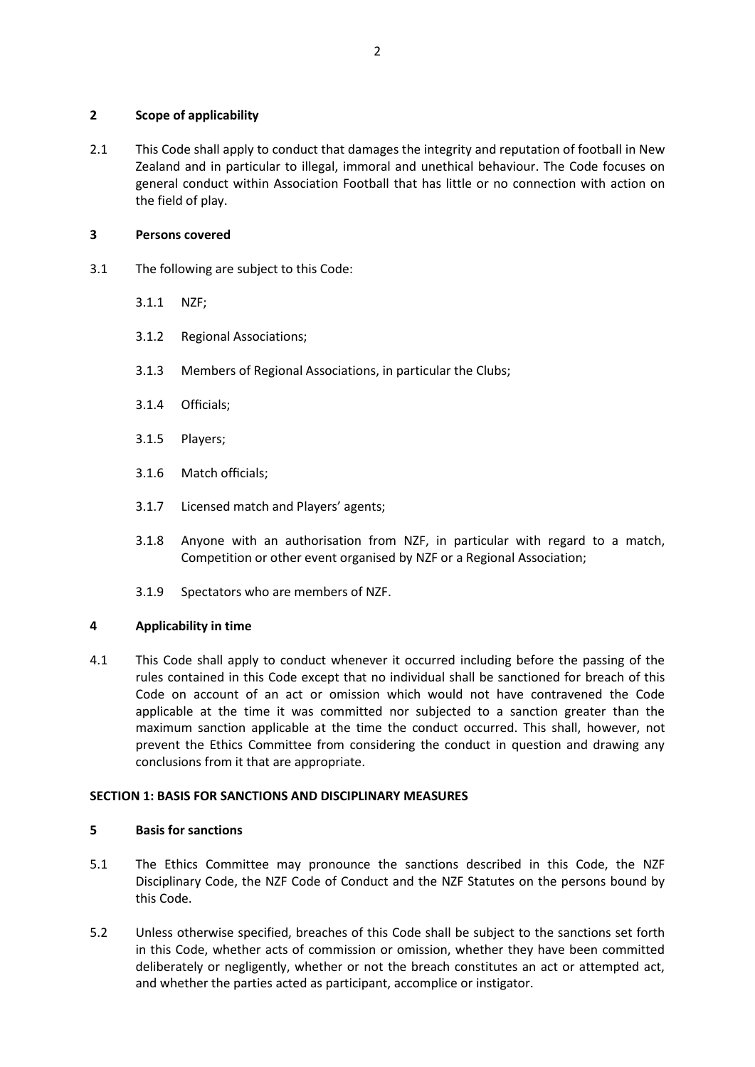## 2 Scope of applicability

2.1 This Code shall apply to conduct that damages the integrity and reputation of football in New Zealand and in particular to illegal, immoral and unethical behaviour. The Code focuses on general conduct within Association Football that has little or no connection with action on the field of play.

## 3 Persons covered

3.1 The following are subject to this Code:

3.1.1 NZF;

3.1.2 Regional Associations;

3.1.3 Members of Regional Associations, in particular the Clubs;

3.1.4 Officials;

3.1.5 Players;

3.1.6 Match officials;

3.1.7 Licensed match and Players' agents;

3.1.8 Anyone with an authorisation from NZF, in particular with regard to a match, Competition or other event organised by NZF or a Regional Association;

3.1.9 Spectators who are members of NZF.

## 4 Applicability in time

4.1 This Code shall apply to conduct whenever it occurred including before the passing of the rules contained in this Code except that no individual shall be sanctioned for breach of this Code on account of an act or omission which would not have contravened the Code applicable at the time it was committed nor subjected to a sanction greater than the maximum sanction applicable at the time the conduct occurred. This shall, however, not prevent the Ethics Committee from considering the conduct in question and drawing any conclusions from it that are appropriate.

# SECTION 1: BASIS FOR SANCTIONS AND DISCIPLINARY MEASURES

## 5 Basis for sanctions

5.1 The Ethics Committee may pronounce the sanctions described in this Code, the NZF Disciplinary Code, the NZF Code of Conduct and the NZF Statutes on the persons bound by this Code.

5.2 Unless otherwise specified, breaches of this Code shall be subject to the sanctions set forth in this Code, whether acts of commission or omission, whether they have been committed deliberately or negligently, whether or not the breach constitutes an act or attempted act, and whether the parties acted as participant, accomplice or instigator.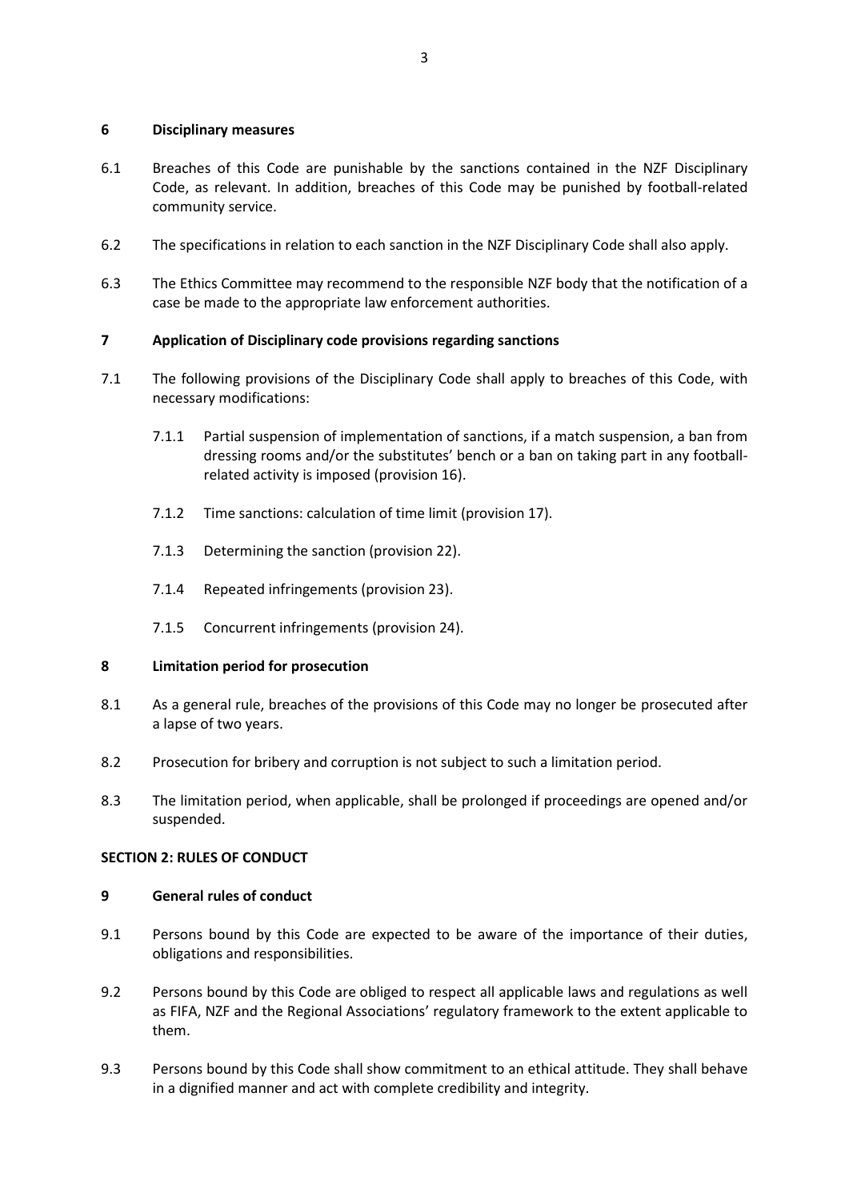## 6 Disciplinary measures

6.1 Breaches of this Code are punishable by the sanctions contained in the NZF Disciplinary Code, as relevant. In addition, breaches of this Code may be punished by football-related community service.

6.2 The specifications in relation to each sanction in the NZF Disciplinary Code shall also apply.

6.3 The Ethics Committee may recommend to the responsible NZF body that the notification of a case be made to the appropriate law enforcement authorities.

## 7 Application of Disciplinary code provisions regarding sanctions

7.1 The following provisions of the Disciplinary Code shall apply to breaches of this Code, with necessary modifications:

7.1.1 Partial suspension of implementation of sanctions, if a match suspension, a ban from dressing rooms and/or the substitutes' bench or a ban on taking part in any football-related activity is imposed (provision 16).

7.1.2 Time sanctions: calculation of time limit (provision 17).

7.1.3 Determining the sanction (provision 22).

7.1.4 Repeated infringements (provision 23).

7.1.5 Concurrent infringements (provision 24).

## 8 Limitation period for prosecution

8.1 As a general rule, breaches of the provisions of this Code may no longer be prosecuted after a lapse of two years.

8.2 Prosecution for bribery and corruption is not subject to such a limitation period.

8.3 The limitation period, when applicable, shall be prolonged if proceedings are opened and/or suspended.

# SECTION 2: RULES OF CONDUCT

## 9 General rules of conduct

9.1 Persons bound by this Code are expected to be aware of the importance of their duties, obligations and responsibilities.

9.2 Persons bound by this Code are obliged to respect all applicable laws and regulations as well as FIFA, NZF and the Regional Associations' regulatory framework to the extent applicable to them.

9.3 Persons bound by this Code shall show commitment to an ethical attitude. They shall behave in a dignified manner and act with complete credibility and integrity.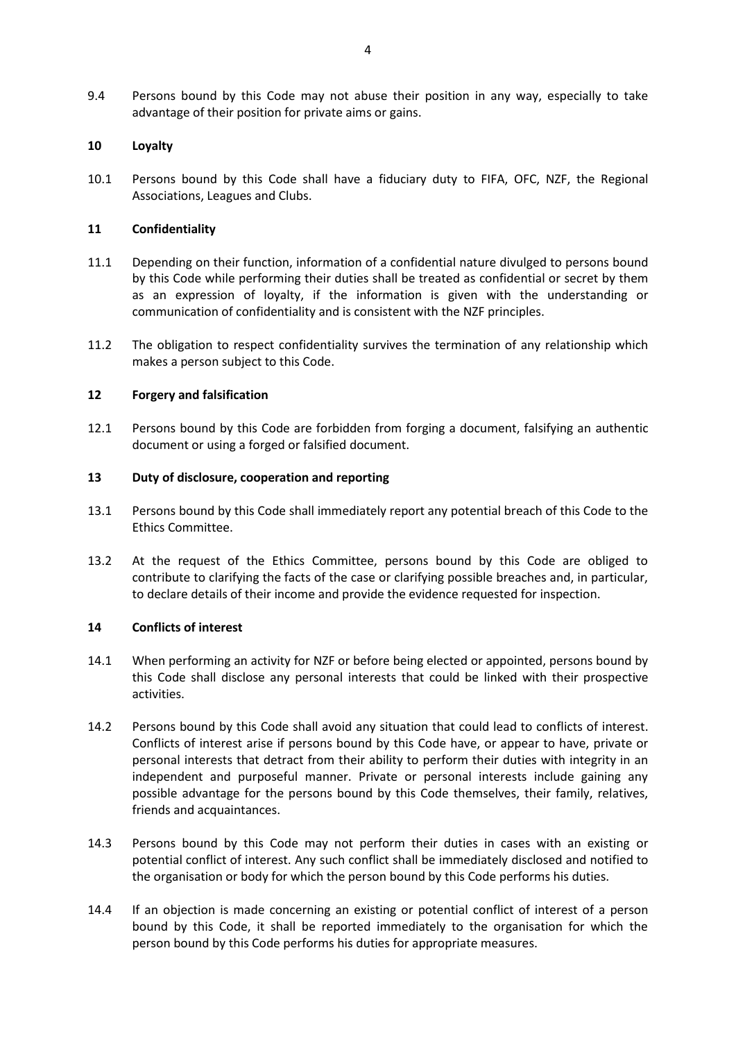9.4 Persons bound by this Code may not abuse their position in any way, especially to take advantage of their position for private aims or gains.

## 10 Loyalty

10.1 Persons bound by this Code shall have a fiduciary duty to FIFA, OFC, NZF, the Regional Associations, Leagues and Clubs.

## 11 Confidentiality

11.1 Depending on their function, information of a confidential nature divulged to persons bound by this Code while performing their duties shall be treated as confidential or secret by them as an expression of loyalty, if the information is given with the understanding or communication of confidentiality and is consistent with the NZF principles.

11.2 The obligation to respect confidentiality survives the termination of any relationship which makes a person subject to this Code.

## 12 Forgery and falsification

12.1 Persons bound by this Code are forbidden from forging a document, falsifying an authentic document or using a forged or falsified document.

## 13 Duty of disclosure, cooperation and reporting

13.1 Persons bound by this Code shall immediately report any potential breach of this Code to the Ethics Committee.

13.2 At the request of the Ethics Committee, persons bound by this Code are obliged to contribute to clarifying the facts of the case or clarifying possible breaches and, in particular, to declare details of their income and provide the evidence requested for inspection.

## 14 Conflicts of interest

14.1 When performing an activity for NZF or before being elected or appointed, persons bound by this Code shall disclose any personal interests that could be linked with their prospective activities.

14.2 Persons bound by this Code shall avoid any situation that could lead to conflicts of interest. Conflicts of interest arise if persons bound by this Code have, or appear to have, private or personal interests that detract from their ability to perform their duties with integrity in an independent and purposeful manner. Private or personal interests include gaining any possible advantage for the persons bound by this Code themselves, their family, relatives, friends and acquaintances.

14.3 Persons bound by this Code may not perform their duties in cases with an existing or potential conflict of interest. Any such conflict shall be immediately disclosed and notified to the organisation or body for which the person bound by this Code performs his duties.

14.4 If an objection is made concerning an existing or potential conflict of interest of a person bound by this Code, it shall be reported immediately to the organisation for which the person bound by this Code performs his duties for appropriate measures.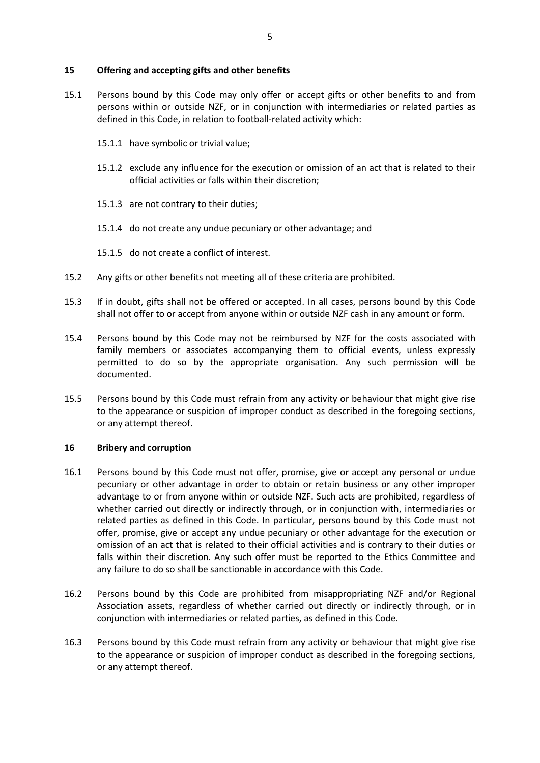## 15 Offering and accepting gifts and other benefits

15.1 Persons bound by this Code may only offer or accept gifts or other benefits to and from persons within or outside NZF, or in conjunction with intermediaries or related parties as defined in this Code, in relation to football-related activity which:

15.1.1 have symbolic or trivial value;

15.1.2 exclude any influence for the execution or omission of an act that is related to their official activities or falls within their discretion;

15.1.3 are not contrary to their duties;

15.1.4 do not create any undue pecuniary or other advantage; and

15.1.5 do not create a conflict of interest.

15.2 Any gifts or other benefits not meeting all of these criteria are prohibited.

15.3 If in doubt, gifts shall not be offered or accepted. In all cases, persons bound by this Code shall not offer to or accept from anyone within or outside NZF cash in any amount or form.

15.4 Persons bound by this Code may not be reimbursed by NZF for the costs associated with family members or associates accompanying them to official events, unless expressly permitted to do so by the appropriate organisation. Any such permission will be documented.

15.5 Persons bound by this Code must refrain from any activity or behaviour that might give rise to the appearance or suspicion of improper conduct as described in the foregoing sections, or any attempt thereof.

## 16 Bribery and corruption

16.1 Persons bound by this Code must not offer, promise, give or accept any personal or undue pecuniary or other advantage in order to obtain or retain business or any other improper advantage to or from anyone within or outside NZF. Such acts are prohibited, regardless of whether carried out directly or indirectly through, or in conjunction with, intermediaries or related parties as defined in this Code. In particular, persons bound by this Code must not offer, promise, give or accept any undue pecuniary or other advantage for the execution or omission of an act that is related to their official activities and is contrary to their duties or falls within their discretion. Any such offer must be reported to the Ethics Committee and any failure to do so shall be sanctionable in accordance with this Code.

16.2 Persons bound by this Code are prohibited from misappropriating NZF and/or Regional Association assets, regardless of whether carried out directly or indirectly through, or in conjunction with intermediaries or related parties, as defined in this Code.

16.3 Persons bound by this Code must refrain from any activity or behaviour that might give rise to the appearance or suspicion of improper conduct as described in the foregoing sections, or any attempt thereof.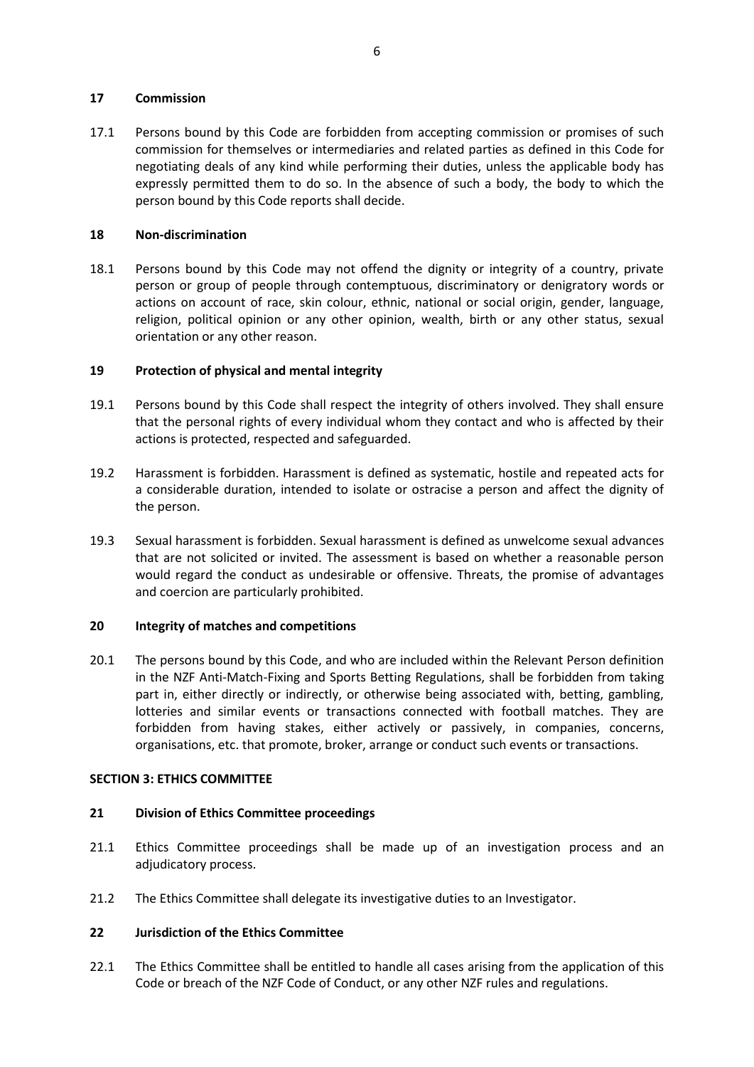## 17 Commission

17.1 Persons bound by this Code are forbidden from accepting commission or promises of such commission for themselves or intermediaries and related parties as defined in this Code for negotiating deals of any kind while performing their duties, unless the applicable body has expressly permitted them to do so. In the absence of such a body, the body to which the person bound by this Code reports shall decide.

## 18 Non-discrimination

18.1 Persons bound by this Code may not offend the dignity or integrity of a country, private person or group of people through contemptuous, discriminatory or denigratory words or actions on account of race, skin colour, ethnic, national or social origin, gender, language, religion, political opinion or any other opinion, wealth, birth or any other status, sexual orientation or any other reason.

## 19 Protection of physical and mental integrity

19.1 Persons bound by this Code shall respect the integrity of others involved. They shall ensure that the personal rights of every individual whom they contact and who is affected by their actions is protected, respected and safeguarded.

19.2 Harassment is forbidden. Harassment is defined as systematic, hostile and repeated acts for a considerable duration, intended to isolate or ostracise a person and affect the dignity of the person.

19.3 Sexual harassment is forbidden. Sexual harassment is defined as unwelcome sexual advances that are not solicited or invited. The assessment is based on whether a reasonable person would regard the conduct as undesirable or offensive. Threats, the promise of advantages and coercion are particularly prohibited.

## 20 Integrity of matches and competitions

20.1 The persons bound by this Code, and who are included within the Relevant Person definition in the NZF Anti-Match-Fixing and Sports Betting Regulations, shall be forbidden from taking part in, either directly or indirectly, or otherwise being associated with, betting, gambling, lotteries and similar events or transactions connected with football matches. They are forbidden from having stakes, either actively or passively, in companies, concerns, organisations, etc. that promote, broker, arrange or conduct such events or transactions.

# SECTION 3: ETHICS COMMITTEE

## 21 Division of Ethics Committee proceedings

21.1 Ethics Committee proceedings shall be made up of an investigation process and an adjudicatory process.

21.2 The Ethics Committee shall delegate its investigative duties to an Investigator.

## 22 Jurisdiction of the Ethics Committee

22.1 The Ethics Committee shall be entitled to handle all cases arising from the application of this Code or breach of the NZF Code of Conduct, or any other NZF rules and regulations.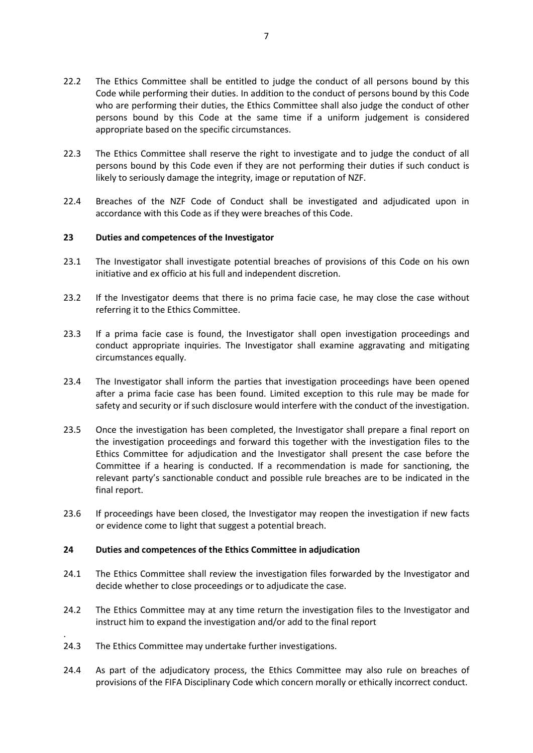22.2 The Ethics Committee shall be entitled to judge the conduct of all persons bound by this Code while performing their duties. In addition to the conduct of persons bound by this Code who are performing their duties, the Ethics Committee shall also judge the conduct of other persons bound by this Code at the same time if a uniform judgement is considered appropriate based on the specific circumstances.

22.3 The Ethics Committee shall reserve the right to investigate and to judge the conduct of all persons bound by this Code even if they are not performing their duties if such conduct is likely to seriously damage the integrity, image or reputation of NZF.

22.4 Breaches of the NZF Code of Conduct shall be investigated and adjudicated upon in accordance with this Code as if they were breaches of this Code.

**23 Duties and competences of the Investigator**

23.1 The Investigator shall investigate potential breaches of provisions of this Code on his own initiative and ex officio at his full and independent discretion.

23.2 If the Investigator deems that there is no prima facie case, he may close the case without referring it to the Ethics Committee.

23.3 If a prima facie case is found, the Investigator shall open investigation proceedings and conduct appropriate inquiries. The Investigator shall examine aggravating and mitigating circumstances equally.

23.4 The Investigator shall inform the parties that investigation proceedings have been opened after a prima facie case has been found. Limited exception to this rule may be made for safety and security or if such disclosure would interfere with the conduct of the investigation.

23.5 Once the investigation has been completed, the Investigator shall prepare a final report on the investigation proceedings and forward this together with the investigation files to the Ethics Committee for adjudication and the Investigator shall present the case before the Committee if a hearing is conducted. If a recommendation is made for sanctioning, the relevant party's sanctionable conduct and possible rule breaches are to be indicated in the final report.

23.6 If proceedings have been closed, the Investigator may reopen the investigation if new facts or evidence come to light that suggest a potential breach.

**24 Duties and competences of the Ethics Committee in adjudication**

24.1 The Ethics Committee shall review the investigation files forwarded by the Investigator and decide whether to close proceedings or to adjudicate the case.

24.2 The Ethics Committee may at any time return the investigation files to the Investigator and instruct him to expand the investigation and/or add to the final report

.

24.3 The Ethics Committee may undertake further investigations.

24.4 As part of the adjudicatory process, the Ethics Committee may also rule on breaches of provisions of the FIFA Disciplinary Code which concern morally or ethically incorrect conduct.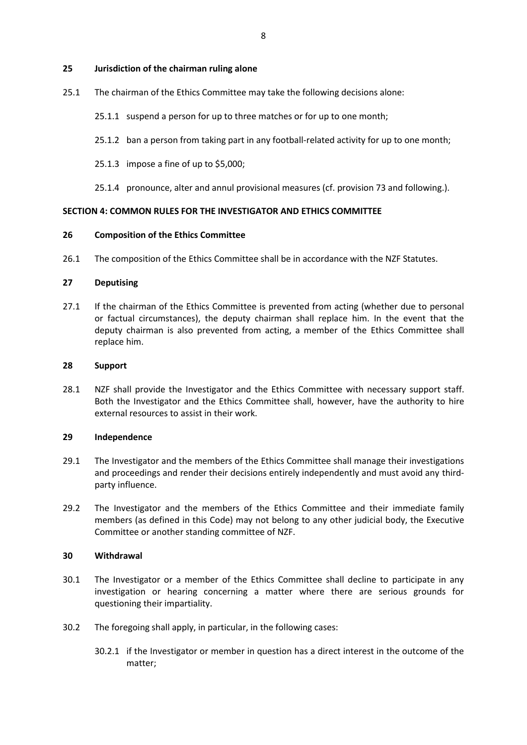**25 Jurisdiction of the chairman ruling alone**

25.1 The chairman of the Ethics Committee may take the following decisions alone:

25.1.1 suspend a person for up to three matches or for up to one month;

25.1.2 ban a person from taking part in any football-related activity for up to one month;

25.1.3 impose a fine of up to $5,000;

25.1.4 pronounce, alter and annul provisional measures (cf. provision 73 and following.).

**SECTION 4: COMMON RULES FOR THE INVESTIGATOR AND ETHICS COMMITTEE**

**26 Composition of the Ethics Committee**

26.1 The composition of the Ethics Committee shall be in accordance with the NZF Statutes.

**27 Deputising**

27.1 If the chairman of the Ethics Committee is prevented from acting (whether due to personal or factual circumstances), the deputy chairman shall replace him. In the event that the deputy chairman is also prevented from acting, a member of the Ethics Committee shall replace him.

**28 Support**

28.1 NZF shall provide the Investigator and the Ethics Committee with necessary support staff. Both the Investigator and the Ethics Committee shall, however, have the authority to hire external resources to assist in their work.

**29 Independence**

29.1 The Investigator and the members of the Ethics Committee shall manage their investigations and proceedings and render their decisions entirely independently and must avoid any third-party influence.

29.2 The Investigator and the members of the Ethics Committee and their immediate family members (as defined in this Code) may not belong to any other judicial body, the Executive Committee or another standing committee of NZF.

**30 Withdrawal**

30.1 The Investigator or a member of the Ethics Committee shall decline to participate in any investigation or hearing concerning a matter where there are serious grounds for questioning their impartiality.

30.2 The foregoing shall apply, in particular, in the following cases:

30.2.1 if the Investigator or member in question has a direct interest in the outcome of the matter;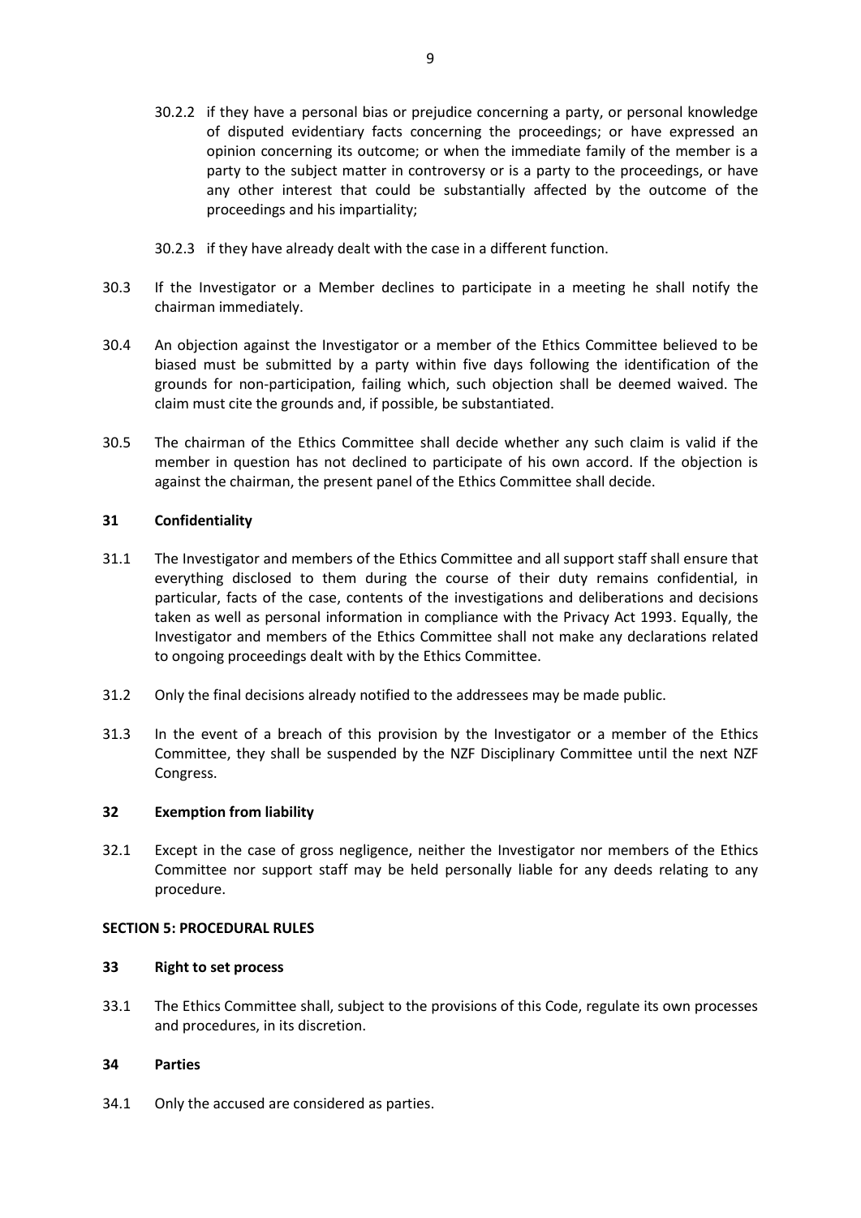30.2.2 if they have a personal bias or prejudice concerning a party, or personal knowledge of disputed evidentiary facts concerning the proceedings; or have expressed an opinion concerning its outcome; or when the immediate family of the member is a party to the subject matter in controversy or is a party to the proceedings, or have any other interest that could be substantially affected by the outcome of the proceedings and his impartiality;

30.2.3 if they have already dealt with the case in a different function.

30.3 If the Investigator or a Member declines to participate in a meeting he shall notify the chairman immediately.

30.4 An objection against the Investigator or a member of the Ethics Committee believed to be biased must be submitted by a party within five days following the identification of the grounds for non-participation, failing which, such objection shall be deemed waived. The claim must cite the grounds and, if possible, be substantiated.

30.5 The chairman of the Ethics Committee shall decide whether any such claim is valid if the member in question has not declined to participate of his own accord. If the objection is against the chairman, the present panel of the Ethics Committee shall decide.

**31 Confidentiality**

31.1 The Investigator and members of the Ethics Committee and all support staff shall ensure that everything disclosed to them during the course of their duty remains confidential, in particular, facts of the case, contents of the investigations and deliberations and decisions taken as well as personal information in compliance with the Privacy Act 1993. Equally, the Investigator and members of the Ethics Committee shall not make any declarations related to ongoing proceedings dealt with by the Ethics Committee.

31.2 Only the final decisions already notified to the addressees may be made public.

31.3 In the event of a breach of this provision by the Investigator or a member of the Ethics Committee, they shall be suspended by the NZF Disciplinary Committee until the next NZF Congress.

**32 Exemption from liability**

32.1 Except in the case of gross negligence, neither the Investigator nor members of the Ethics Committee nor support staff may be held personally liable for any deeds relating to any procedure.

**SECTION 5: PROCEDURAL RULES**

**33 Right to set process**

33.1 The Ethics Committee shall, subject to the provisions of this Code, regulate its own processes and procedures, in its discretion.

**34 Parties**

34.1 Only the accused are considered as parties.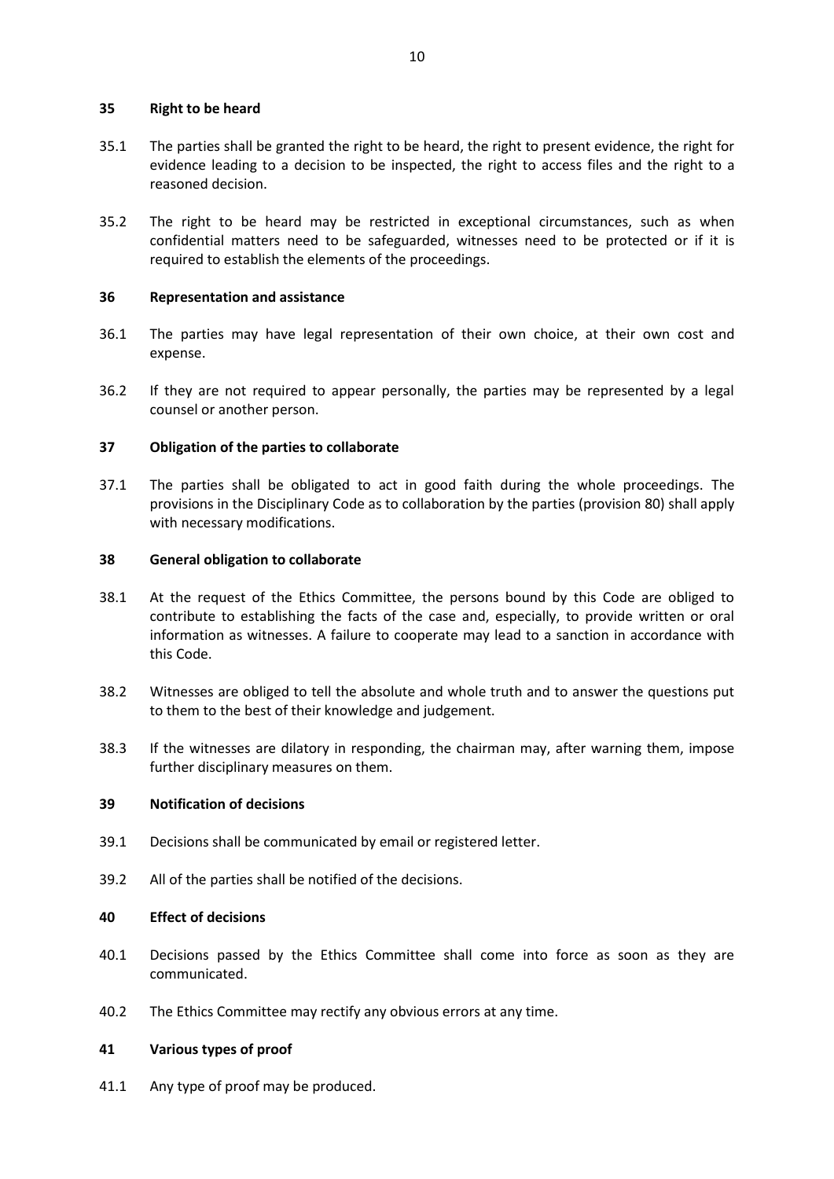### 35 Right to be heard

35.1 The parties shall be granted the right to be heard, the right to present evidence, the right for evidence leading to a decision to be inspected, the right to access files and the right to a reasoned decision.

35.2 The right to be heard may be restricted in exceptional circumstances, such as when confidential matters need to be safeguarded, witnesses need to be protected or if it is required to establish the elements of the proceedings.

### 36 Representation and assistance

36.1 The parties may have legal representation of their own choice, at their own cost and expense.

36.2 If they are not required to appear personally, the parties may be represented by a legal counsel or another person.

### 37 Obligation of the parties to collaborate

37.1 The parties shall be obligated to act in good faith during the whole proceedings. The provisions in the Disciplinary Code as to collaboration by the parties (provision 80) shall apply with necessary modifications.

### 38 General obligation to collaborate

38.1 At the request of the Ethics Committee, the persons bound by this Code are obliged to contribute to establishing the facts of the case and, especially, to provide written or oral information as witnesses. A failure to cooperate may lead to a sanction in accordance with this Code.

38.2 Witnesses are obliged to tell the absolute and whole truth and to answer the questions put to them to the best of their knowledge and judgement.

38.3 If the witnesses are dilatory in responding, the chairman may, after warning them, impose further disciplinary measures on them.

### 39 Notification of decisions

39.1 Decisions shall be communicated by email or registered letter.

39.2 All of the parties shall be notified of the decisions.

### 40 Effect of decisions

40.1 Decisions passed by the Ethics Committee shall come into force as soon as they are communicated.

40.2 The Ethics Committee may rectify any obvious errors at any time.

### 41 Various types of proof

41.1 Any type of proof may be produced.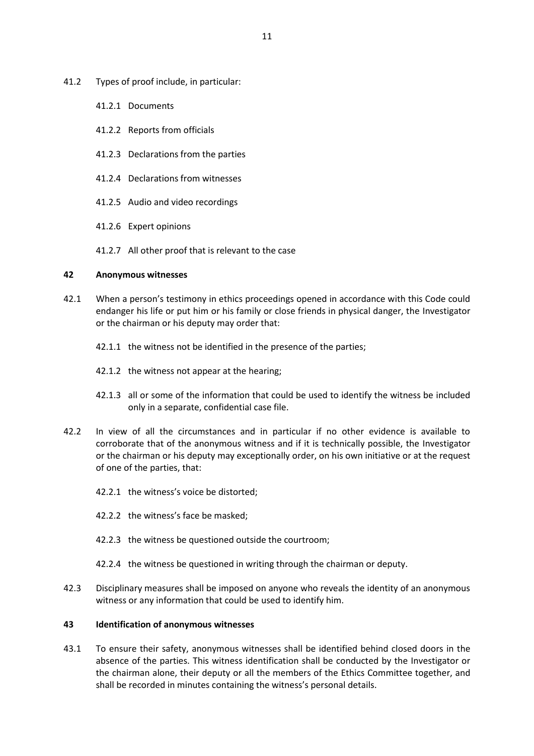41.2 Types of proof include, in particular:

41.2.1 Documents

41.2.2 Reports from officials

41.2.3 Declarations from the parties

41.2.4 Declarations from witnesses

41.2.5 Audio and video recordings

41.2.6 Expert opinions

41.2.7 All other proof that is relevant to the case

**42 Anonymous witnesses**

42.1 When a person's testimony in ethics proceedings opened in accordance with this Code could endanger his life or put him or his family or close friends in physical danger, the Investigator or the chairman or his deputy may order that:

42.1.1 the witness not be identified in the presence of the parties;

42.1.2 the witness not appear at the hearing;

42.1.3 all or some of the information that could be used to identify the witness be included only in a separate, confidential case file.

42.2 In view of all the circumstances and in particular if no other evidence is available to corroborate that of the anonymous witness and if it is technically possible, the Investigator or the chairman or his deputy may exceptionally order, on his own initiative or at the request of one of the parties, that:

42.2.1 the witness's voice be distorted;

42.2.2 the witness's face be masked;

42.2.3 the witness be questioned outside the courtroom;

42.2.4 the witness be questioned in writing through the chairman or deputy.

42.3 Disciplinary measures shall be imposed on anyone who reveals the identity of an anonymous witness or any information that could be used to identify him.

**43 Identification of anonymous witnesses**

43.1 To ensure their safety, anonymous witnesses shall be identified behind closed doors in the absence of the parties. This witness identification shall be conducted by the Investigator or the chairman alone, their deputy or all the members of the Ethics Committee together, and shall be recorded in minutes containing the witness's personal details.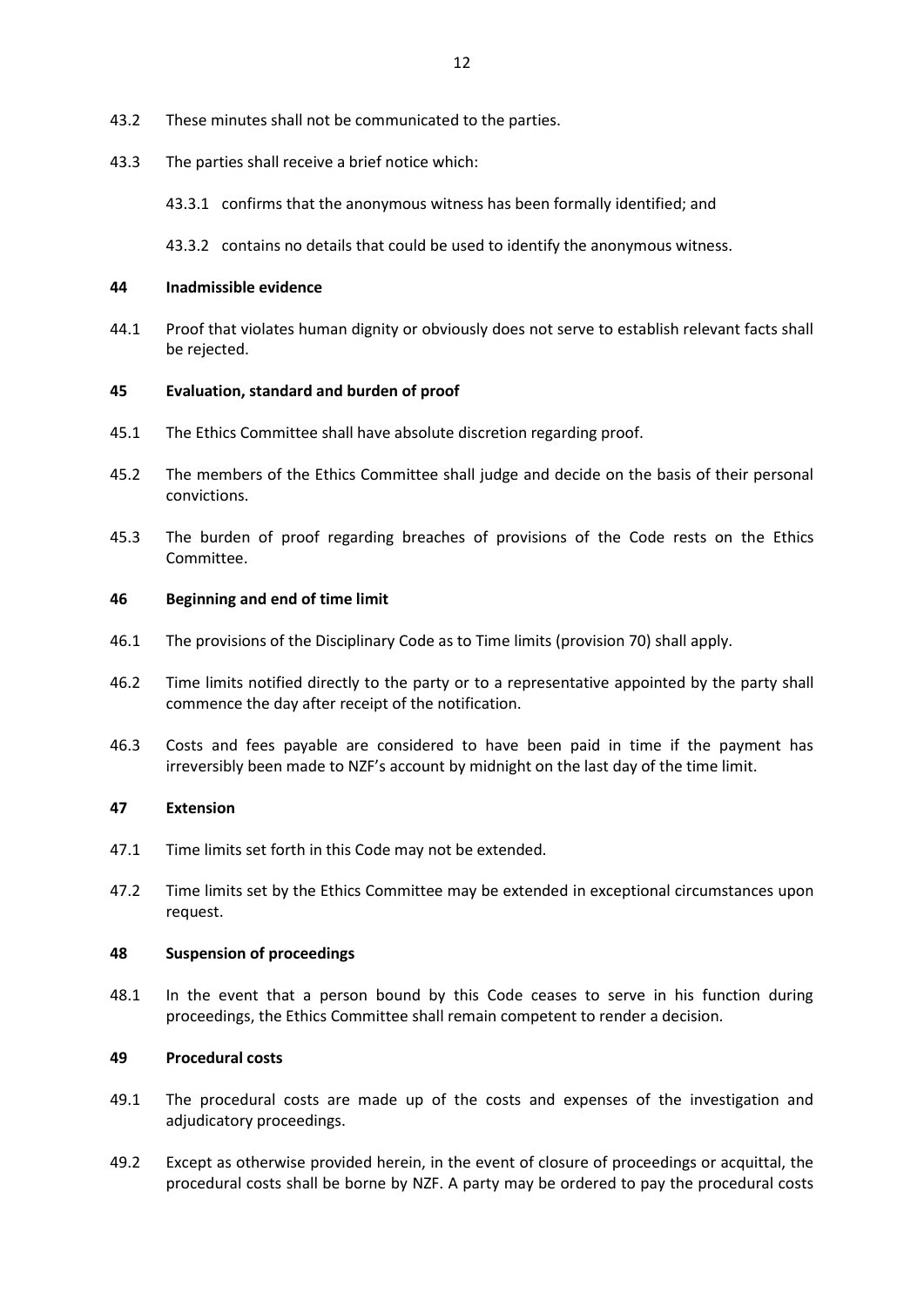43.2 These minutes shall not be communicated to the parties.

43.3 The parties shall receive a brief notice which:

43.3.1 confirms that the anonymous witness has been formally identified; and

43.3.2 contains no details that could be used to identify the anonymous witness.

**44 Inadmissible evidence**

44.1 Proof that violates human dignity or obviously does not serve to establish relevant facts shall be rejected.

**45 Evaluation, standard and burden of proof**

45.1 The Ethics Committee shall have absolute discretion regarding proof.

45.2 The members of the Ethics Committee shall judge and decide on the basis of their personal convictions.

45.3 The burden of proof regarding breaches of provisions of the Code rests on the Ethics Committee.

**46 Beginning and end of time limit**

46.1 The provisions of the Disciplinary Code as to Time limits (provision 70) shall apply.

46.2 Time limits notified directly to the party or to a representative appointed by the party shall commence the day after receipt of the notification.

46.3 Costs and fees payable are considered to have been paid in time if the payment has irreversibly been made to NZF's account by midnight on the last day of the time limit.

**47 Extension**

47.1 Time limits set forth in this Code may not be extended.

47.2 Time limits set by the Ethics Committee may be extended in exceptional circumstances upon request.

**48 Suspension of proceedings**

48.1 In the event that a person bound by this Code ceases to serve in his function during proceedings, the Ethics Committee shall remain competent to render a decision.

**49 Procedural costs**

49.1 The procedural costs are made up of the costs and expenses of the investigation and adjudicatory proceedings.

49.2 Except as otherwise provided herein, in the event of closure of proceedings or acquittal, the procedural costs shall be borne by NZF. A party may be ordered to pay the procedural costs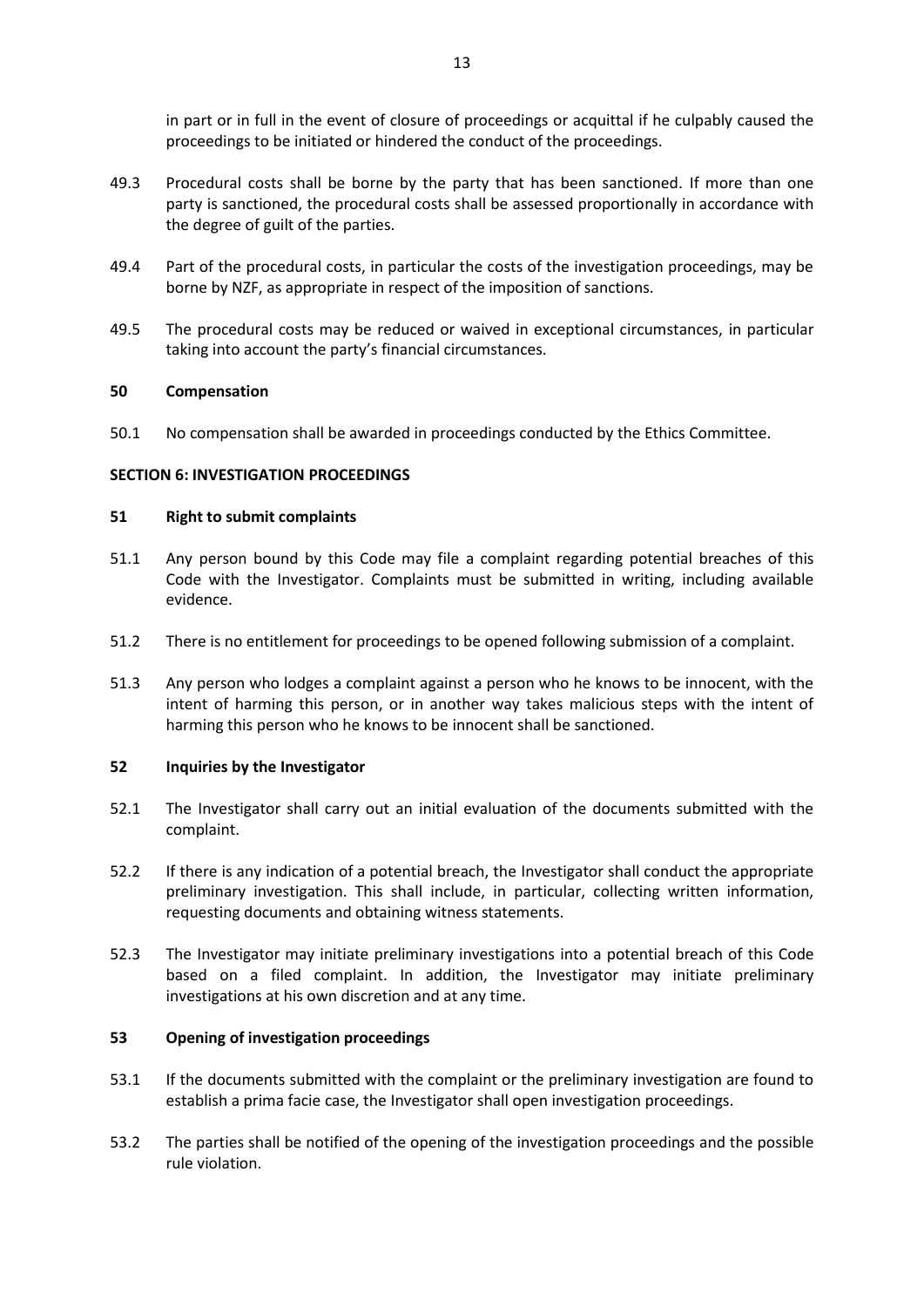in part or in full in the event of closure of proceedings or acquittal if he culpably caused the proceedings to be initiated or hindered the conduct of the proceedings.

49.3 Procedural costs shall be borne by the party that has been sanctioned. If more than one party is sanctioned, the procedural costs shall be assessed proportionally in accordance with the degree of guilt of the parties.

49.4 Part of the procedural costs, in particular the costs of the investigation proceedings, may be borne by NZF, as appropriate in respect of the imposition of sanctions.

49.5 The procedural costs may be reduced or waived in exceptional circumstances, in particular taking into account the party's financial circumstances.

### 50 Compensation

50.1 No compensation shall be awarded in proceedings conducted by the Ethics Committee.

## SECTION 6: INVESTIGATION PROCEEDINGS

### 51 Right to submit complaints

51.1 Any person bound by this Code may file a complaint regarding potential breaches of this Code with the Investigator. Complaints must be submitted in writing, including available evidence.

51.2 There is no entitlement for proceedings to be opened following submission of a complaint.

51.3 Any person who lodges a complaint against a person who he knows to be innocent, with the intent of harming this person, or in another way takes malicious steps with the intent of harming this person who he knows to be innocent shall be sanctioned.

### 52 Inquiries by the Investigator

52.1 The Investigator shall carry out an initial evaluation of the documents submitted with the complaint.

52.2 If there is any indication of a potential breach, the Investigator shall conduct the appropriate preliminary investigation. This shall include, in particular, collecting written information, requesting documents and obtaining witness statements.

52.3 The Investigator may initiate preliminary investigations into a potential breach of this Code based on a filed complaint. In addition, the Investigator may initiate preliminary investigations at his own discretion and at any time.

### 53 Opening of investigation proceedings

53.1 If the documents submitted with the complaint or the preliminary investigation are found to establish a prima facie case, the Investigator shall open investigation proceedings.

53.2 The parties shall be notified of the opening of the investigation proceedings and the possible rule violation.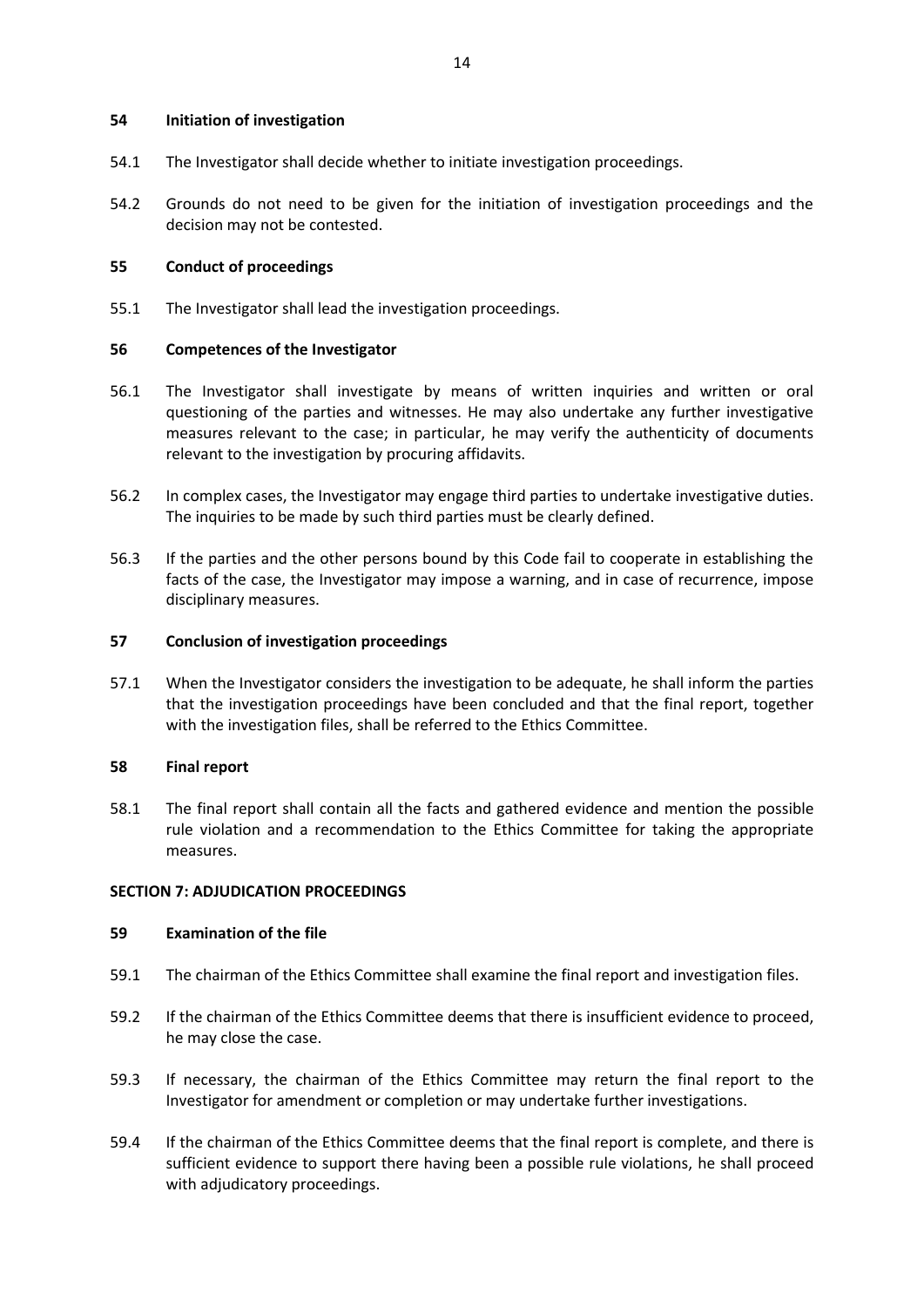### 54 Initiation of investigation

54.1 The Investigator shall decide whether to initiate investigation proceedings.

54.2 Grounds do not need to be given for the initiation of investigation proceedings and the decision may not be contested.

### 55 Conduct of proceedings

55.1 The Investigator shall lead the investigation proceedings.

### 56 Competences of the Investigator

56.1 The Investigator shall investigate by means of written inquiries and written or oral questioning of the parties and witnesses. He may also undertake any further investigative measures relevant to the case; in particular, he may verify the authenticity of documents relevant to the investigation by procuring affidavits.

56.2 In complex cases, the Investigator may engage third parties to undertake investigative duties. The inquiries to be made by such third parties must be clearly defined.

56.3 If the parties and the other persons bound by this Code fail to cooperate in establishing the facts of the case, the Investigator may impose a warning, and in case of recurrence, impose disciplinary measures.

### 57 Conclusion of investigation proceedings

57.1 When the Investigator considers the investigation to be adequate, he shall inform the parties that the investigation proceedings have been concluded and that the final report, together with the investigation files, shall be referred to the Ethics Committee.

### 58 Final report

58.1 The final report shall contain all the facts and gathered evidence and mention the possible rule violation and a recommendation to the Ethics Committee for taking the appropriate measures.

## SECTION 7: ADJUDICATION PROCEEDINGS

### 59 Examination of the file

59.1 The chairman of the Ethics Committee shall examine the final report and investigation files.

59.2 If the chairman of the Ethics Committee deems that there is insufficient evidence to proceed, he may close the case.

59.3 If necessary, the chairman of the Ethics Committee may return the final report to the Investigator for amendment or completion or may undertake further investigations.

59.4 If the chairman of the Ethics Committee deems that the final report is complete, and there is sufficient evidence to support there having been a possible rule violations, he shall proceed with adjudicatory proceedings.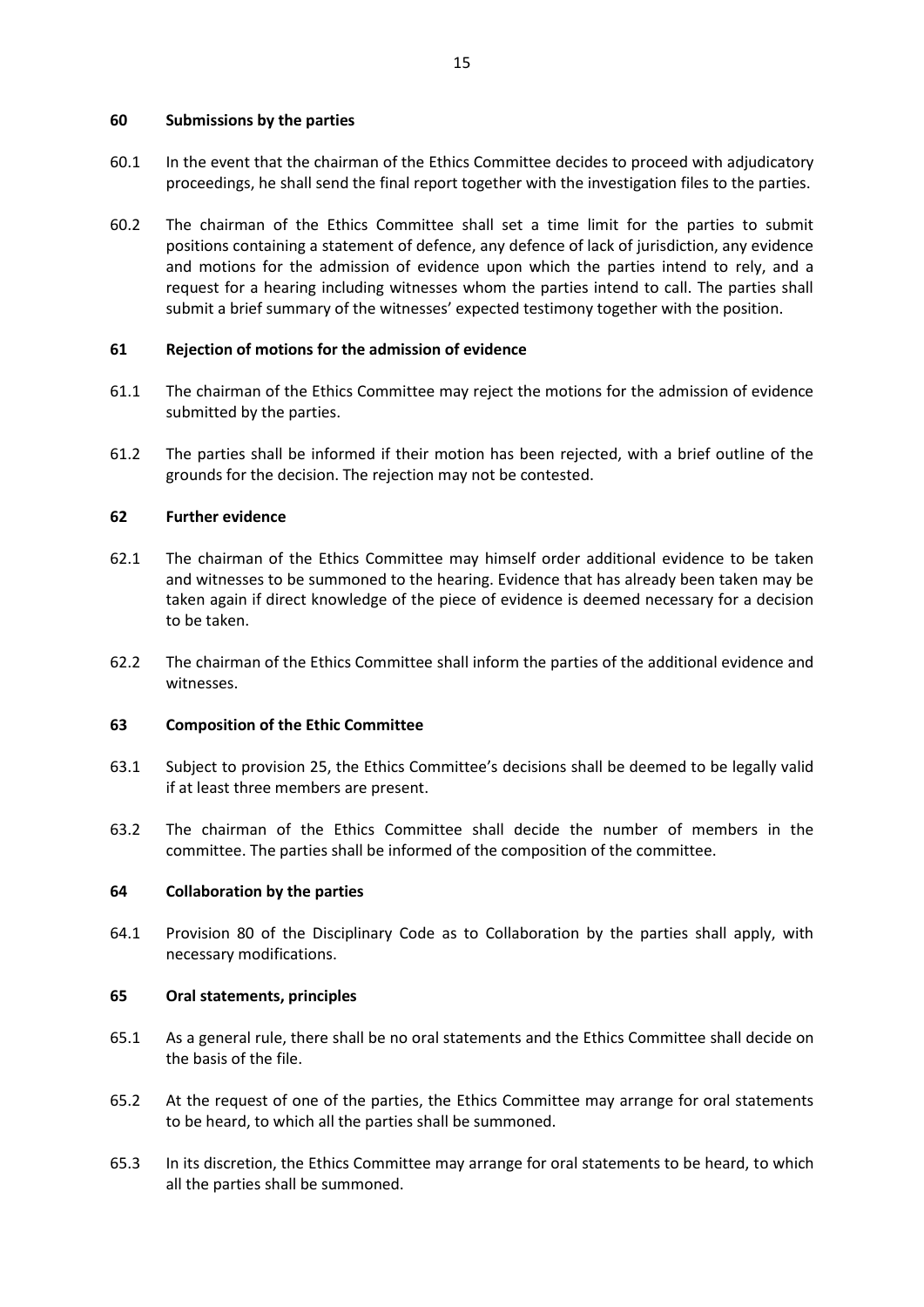### 60 Submissions by the parties

60.1 In the event that the chairman of the Ethics Committee decides to proceed with adjudicatory proceedings, he shall send the final report together with the investigation files to the parties.

60.2 The chairman of the Ethics Committee shall set a time limit for the parties to submit positions containing a statement of defence, any defence of lack of jurisdiction, any evidence and motions for the admission of evidence upon which the parties intend to rely, and a request for a hearing including witnesses whom the parties intend to call. The parties shall submit a brief summary of the witnesses' expected testimony together with the position.

### 61 Rejection of motions for the admission of evidence

61.1 The chairman of the Ethics Committee may reject the motions for the admission of evidence submitted by the parties.

61.2 The parties shall be informed if their motion has been rejected, with a brief outline of the grounds for the decision. The rejection may not be contested.

### 62 Further evidence

62.1 The chairman of the Ethics Committee may himself order additional evidence to be taken and witnesses to be summoned to the hearing. Evidence that has already been taken may be taken again if direct knowledge of the piece of evidence is deemed necessary for a decision to be taken.

62.2 The chairman of the Ethics Committee shall inform the parties of the additional evidence and witnesses.

### 63 Composition of the Ethic Committee

63.1 Subject to provision 25, the Ethics Committee's decisions shall be deemed to be legally valid if at least three members are present.

63.2 The chairman of the Ethics Committee shall decide the number of members in the committee. The parties shall be informed of the composition of the committee.

### 64 Collaboration by the parties

64.1 Provision 80 of the Disciplinary Code as to Collaboration by the parties shall apply, with necessary modifications.

### 65 Oral statements, principles

65.1 As a general rule, there shall be no oral statements and the Ethics Committee shall decide on the basis of the file.

65.2 At the request of one of the parties, the Ethics Committee may arrange for oral statements to be heard, to which all the parties shall be summoned.

65.3 In its discretion, the Ethics Committee may arrange for oral statements to be heard, to which all the parties shall be summoned.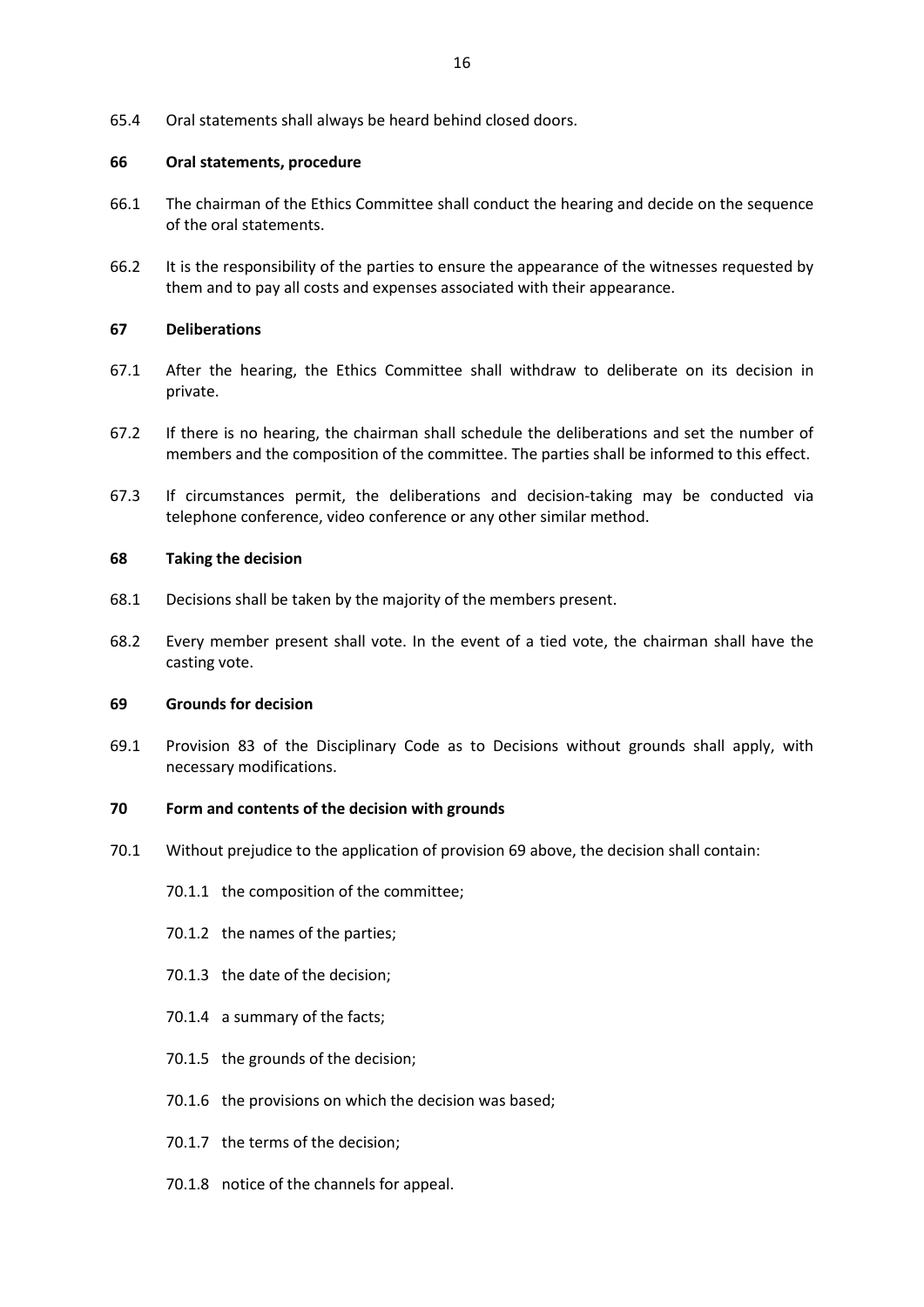65.4 Oral statements shall always be heard behind closed doors.

**66 Oral statements, procedure**

66.1 The chairman of the Ethics Committee shall conduct the hearing and decide on the sequence of the oral statements.

66.2 It is the responsibility of the parties to ensure the appearance of the witnesses requested by them and to pay all costs and expenses associated with their appearance.

**67 Deliberations**

67.1 After the hearing, the Ethics Committee shall withdraw to deliberate on its decision in private.

67.2 If there is no hearing, the chairman shall schedule the deliberations and set the number of members and the composition of the committee. The parties shall be informed to this effect.

67.3 If circumstances permit, the deliberations and decision-taking may be conducted via telephone conference, video conference or any other similar method.

**68 Taking the decision**

68.1 Decisions shall be taken by the majority of the members present.

68.2 Every member present shall vote. In the event of a tied vote, the chairman shall have the casting vote.

**69 Grounds for decision**

69.1 Provision 83 of the Disciplinary Code as to Decisions without grounds shall apply, with necessary modifications.

**70 Form and contents of the decision with grounds**

70.1 Without prejudice to the application of provision 69 above, the decision shall contain:

70.1.1 the composition of the committee;

70.1.2 the names of the parties;

70.1.3 the date of the decision;

70.1.4 a summary of the facts;

70.1.5 the grounds of the decision;

70.1.6 the provisions on which the decision was based;

70.1.7 the terms of the decision;

70.1.8 notice of the channels for appeal.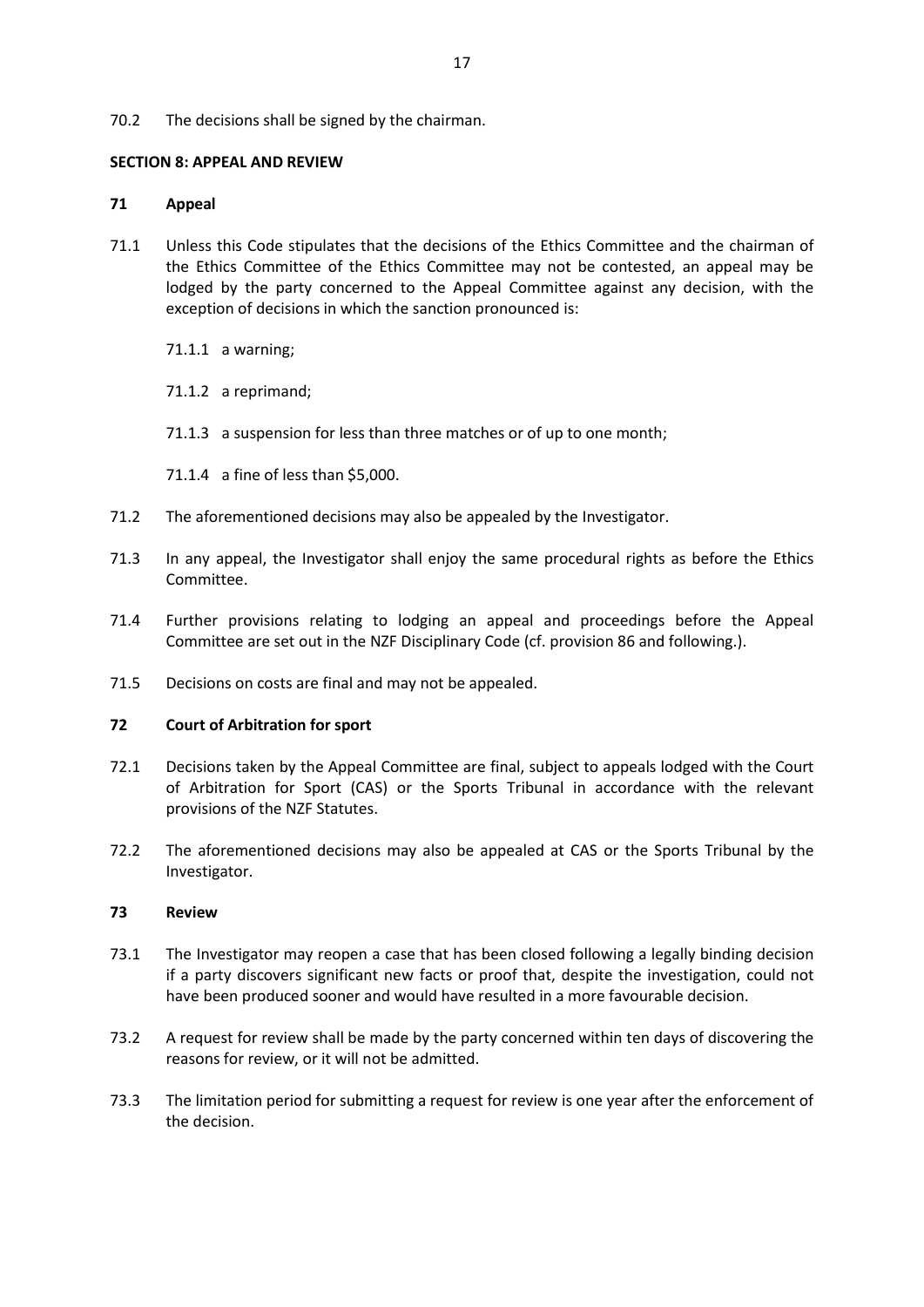70.2 The decisions shall be signed by the chairman.

## SECTION 8: APPEAL AND REVIEW

### 71 Appeal

71.1 Unless this Code stipulates that the decisions of the Ethics Committee and the chairman of the Ethics Committee of the Ethics Committee may not be contested, an appeal may be lodged by the party concerned to the Appeal Committee against any decision, with the exception of decisions in which the sanction pronounced is:

71.1.1 a warning;

71.1.2 a reprimand;

71.1.3 a suspension for less than three matches or of up to one month;

71.1.4 a fine of less than $5,000.

71.2 The aforementioned decisions may also be appealed by the Investigator.

71.3 In any appeal, the Investigator shall enjoy the same procedural rights as before the Ethics Committee.

71.4 Further provisions relating to lodging an appeal and proceedings before the Appeal Committee are set out in the NZF Disciplinary Code (cf. provision 86 and following.).

71.5 Decisions on costs are final and may not be appealed.

### 72 Court of Arbitration for sport

72.1 Decisions taken by the Appeal Committee are final, subject to appeals lodged with the Court of Arbitration for Sport (CAS) or the Sports Tribunal in accordance with the relevant provisions of the NZF Statutes.

72.2 The aforementioned decisions may also be appealed at CAS or the Sports Tribunal by the Investigator.

### 73 Review

73.1 The Investigator may reopen a case that has been closed following a legally binding decision if a party discovers significant new facts or proof that, despite the investigation, could not have been produced sooner and would have resulted in a more favourable decision.

73.2 A request for review shall be made by the party concerned within ten days of discovering the reasons for review, or it will not be admitted.

73.3 The limitation period for submitting a request for review is one year after the enforcement of the decision.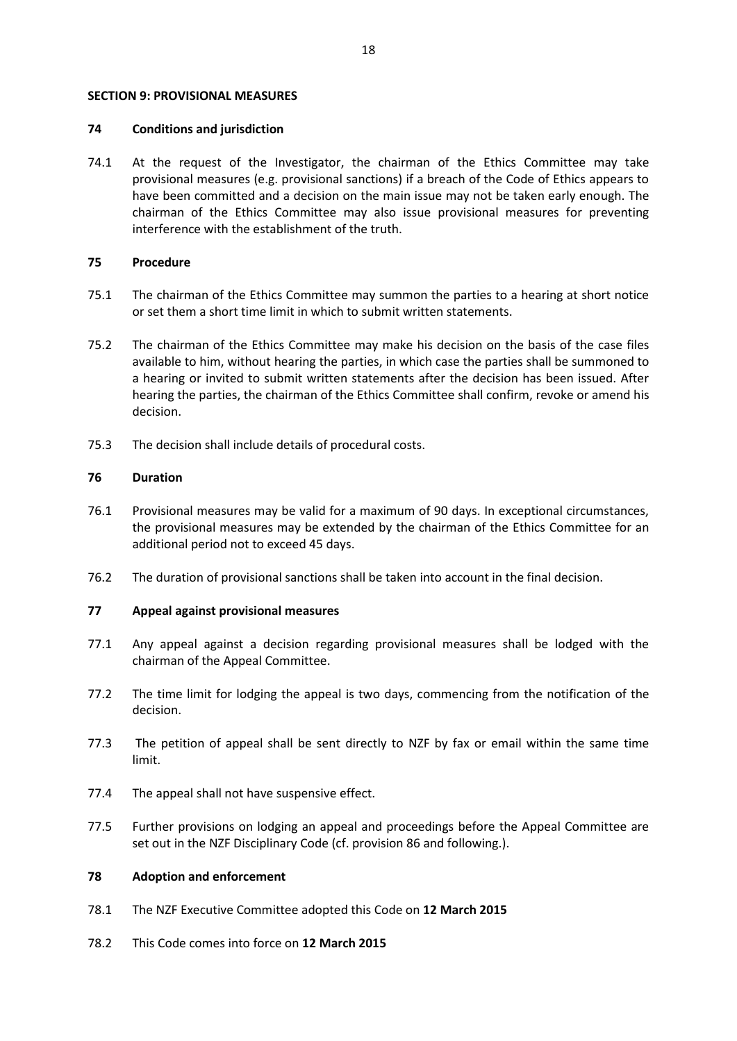**SECTION 9: PROVISIONAL MEASURES**

**74 Conditions and jurisdiction**

74.1 At the request of the Investigator, the chairman of the Ethics Committee may take provisional measures (e.g. provisional sanctions) if a breach of the Code of Ethics appears to have been committed and a decision on the main issue may not be taken early enough. The chairman of the Ethics Committee may also issue provisional measures for preventing interference with the establishment of the truth.

**75 Procedure**

75.1 The chairman of the Ethics Committee may summon the parties to a hearing at short notice or set them a short time limit in which to submit written statements.

75.2 The chairman of the Ethics Committee may make his decision on the basis of the case files available to him, without hearing the parties, in which case the parties shall be summoned to a hearing or invited to submit written statements after the decision has been issued. After hearing the parties, the chairman of the Ethics Committee shall confirm, revoke or amend his decision.

75.3 The decision shall include details of procedural costs.

**76 Duration**

76.1 Provisional measures may be valid for a maximum of 90 days. In exceptional circumstances, the provisional measures may be extended by the chairman of the Ethics Committee for an additional period not to exceed 45 days.

76.2 The duration of provisional sanctions shall be taken into account in the final decision.

**77 Appeal against provisional measures**

77.1 Any appeal against a decision regarding provisional measures shall be lodged with the chairman of the Appeal Committee.

77.2 The time limit for lodging the appeal is two days, commencing from the notification of the decision.

77.3 The petition of appeal shall be sent directly to NZF by fax or email within the same time limit.

77.4 The appeal shall not have suspensive effect.

77.5 Further provisions on lodging an appeal and proceedings before the Appeal Committee are set out in the NZF Disciplinary Code (cf. provision 86 and following.).

**78 Adoption and enforcement**

78.1 The NZF Executive Committee adopted this Code on **12 March 2015**

78.2 This Code comes into force on **12 March 2015**